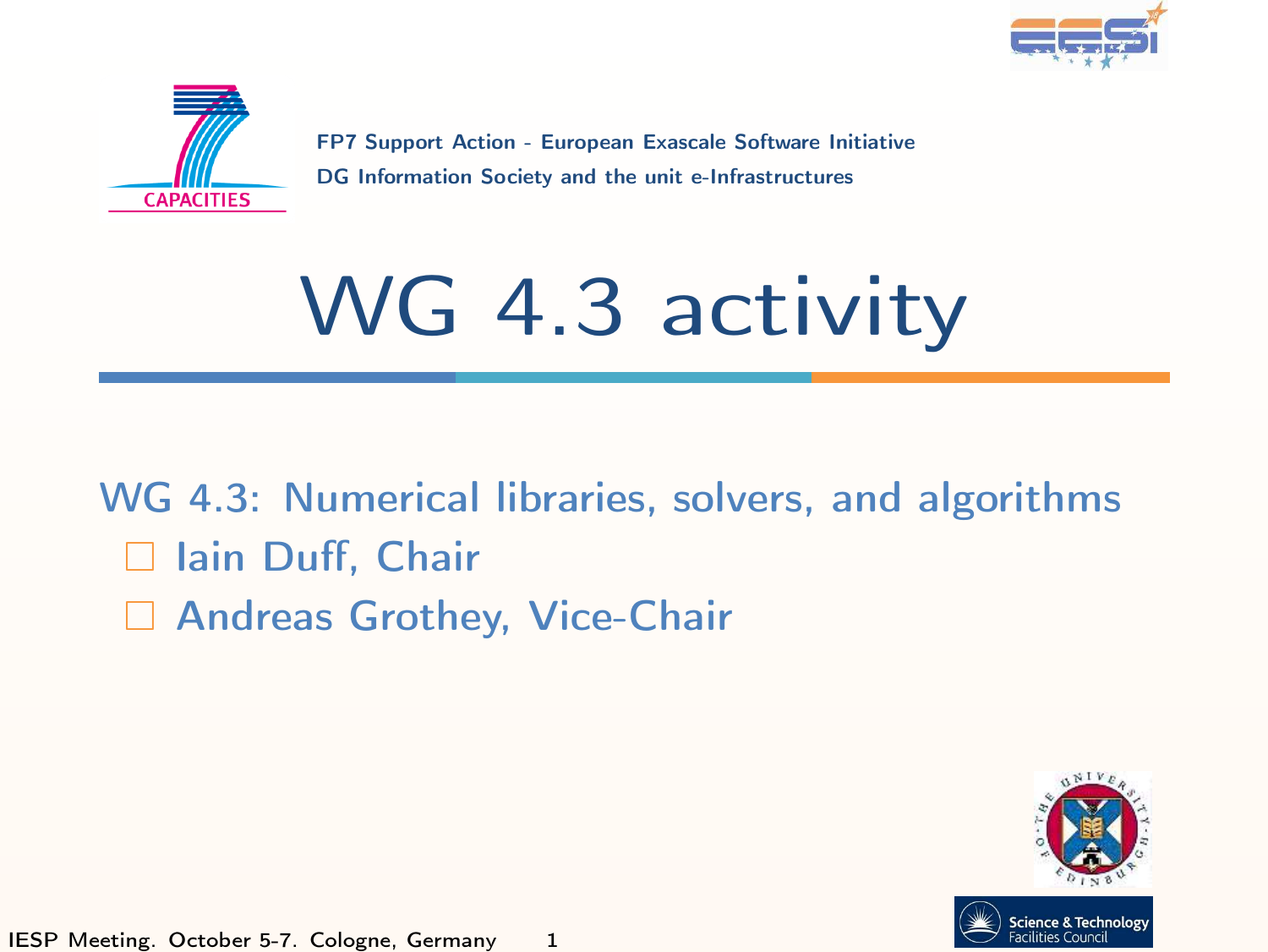FP7 Support Action - European Exascale Software Initiative
DG Information Society and the unit e-Infrastructures

# WG 4.3 activity

WG 4.3: Numerical libraries, solvers, and algorithms

- Iain Duff, Chair
- Andreas Grothey, Vice-Chair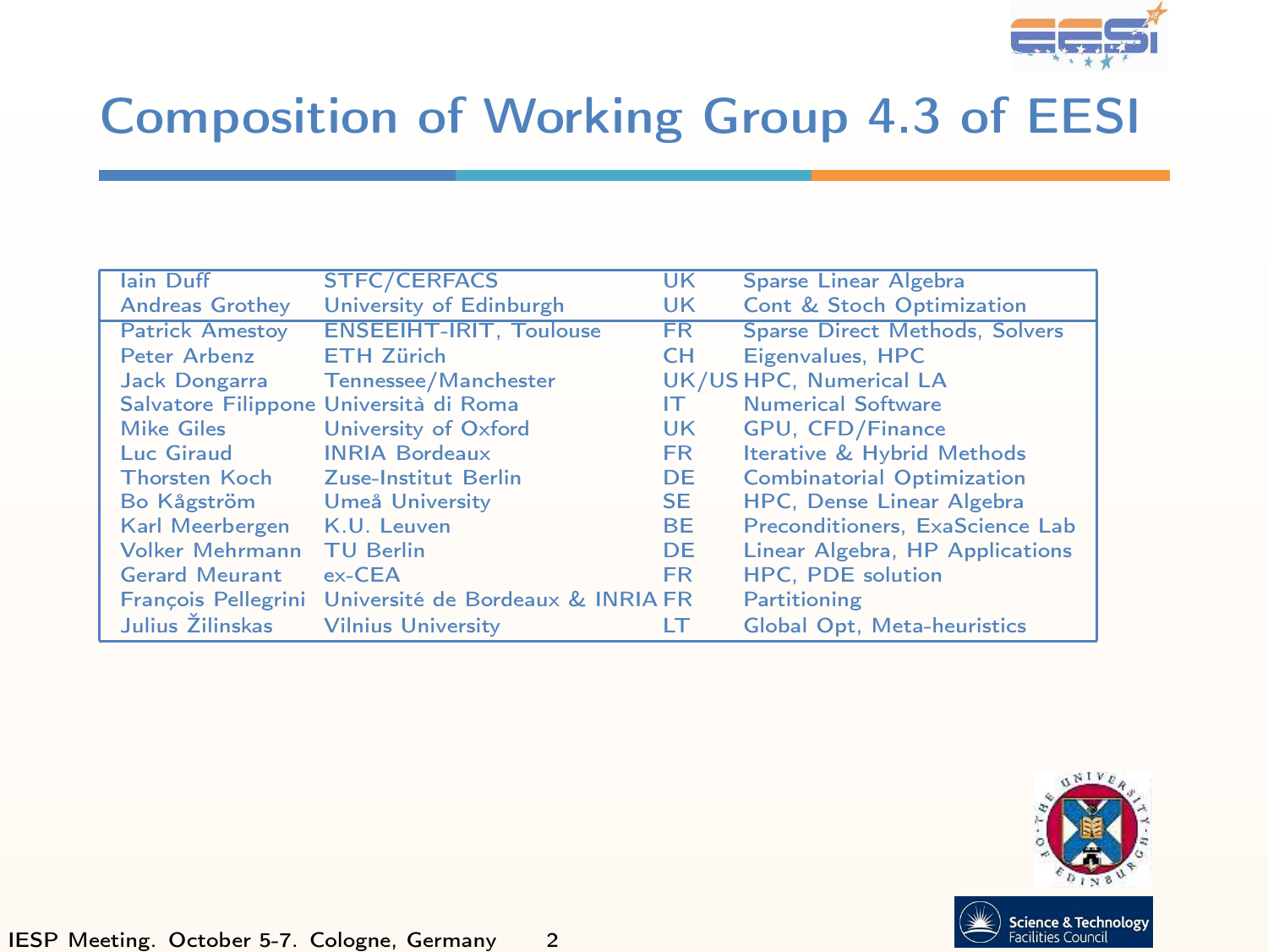# Composition of Working Group 4.3 of EESI

| Name | Institution | Country | Area |
|---|---|---|---|
| Iain Duff | STFC/CERFACS | UK | Sparse Linear Algebra |
| Andreas Grothey | University of Edinburgh | UK | Cont & Stoch Optimization |
| Patrick Amestoy | ENSEEIHT-IRIT, Toulouse | FR | Sparse Direct Methods, Solvers |
| Peter Arbenz | ETH Zürich | CH | Eigenvalues, HPC |
| Jack Dongarra | Tennessee/Manchester | UK/US | HPC, Numerical LA |
| Salvatore Filippone | Università di Roma | IT | Numerical Software |
| Mike Giles | University of Oxford | UK | GPU, CFD/Finance |
| Luc Giraud | INRIA Bordeaux | FR | Iterative & Hybrid Methods |
| Thorsten Koch | Zuse-Institut Berlin | DE | Combinatorial Optimization |
| Bo Kågström | Umeå University | SE | HPC, Dense Linear Algebra |
| Karl Meerbergen | K.U. Leuven | BE | Preconditioners, ExaScience Lab |
| Volker Mehrmann | TU Berlin | DE | Linear Algebra, HP Applications |
| Gerard Meurant | ex-CEA | FR | HPC, PDE solution |
| François Pellegrini | Université de Bordeaux & INRIA | FR | Partitioning |
| Julius Žilinskas | Vilnius University | LT | Global Opt, Meta-heuristics |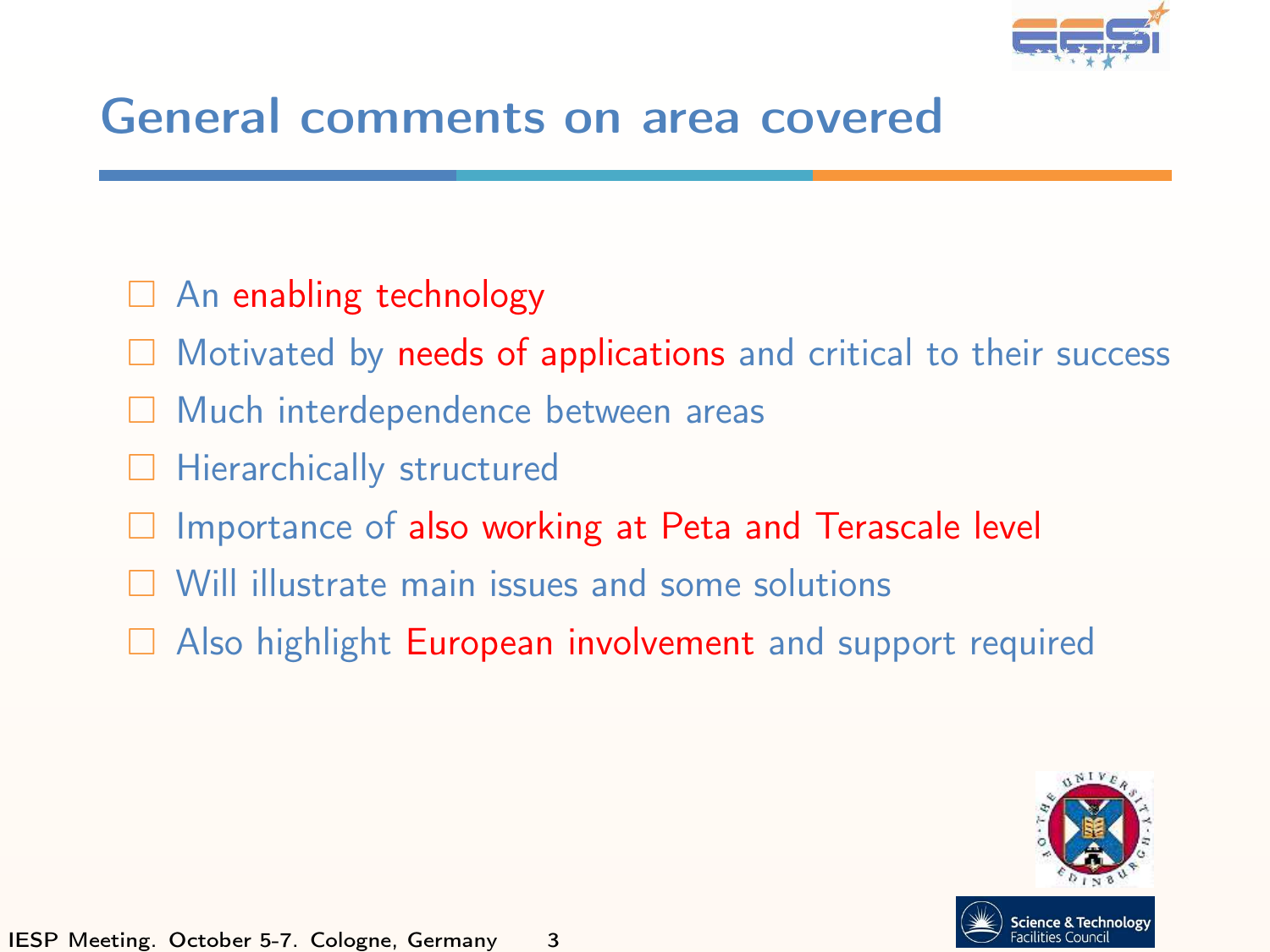# General comments on area covered

- An enabling technology
- Motivated by needs of applications and critical to their success
- Much interdependence between areas
- Hierarchically structured
- Importance of also working at Peta and Terascale level
- Will illustrate main issues and some solutions
- Also highlight European involvement and support required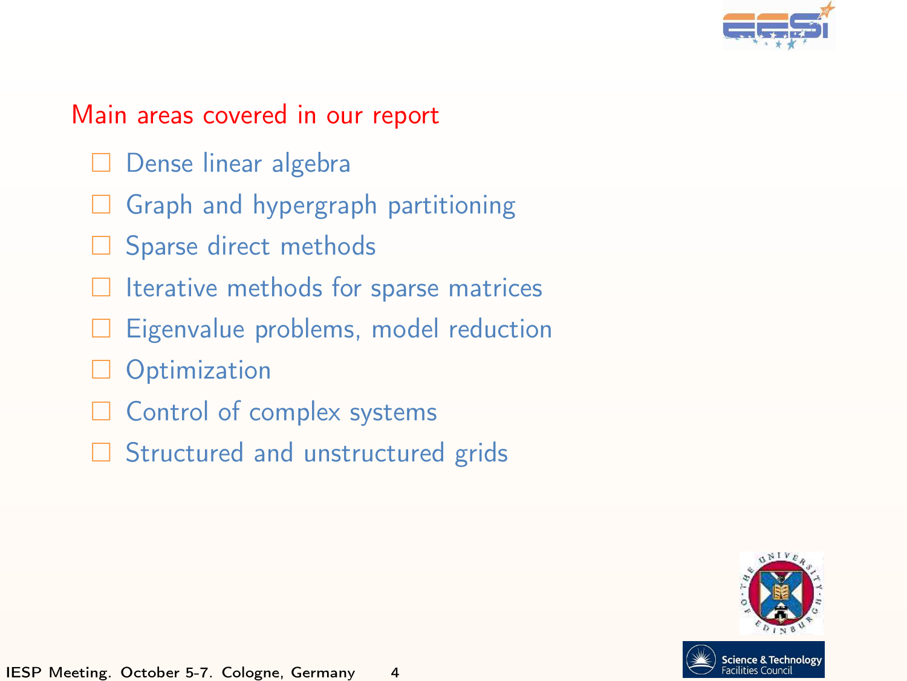## Main areas covered in our report

- Dense linear algebra
- Graph and hypergraph partitioning
- Sparse direct methods
- Iterative methods for sparse matrices
- Eigenvalue problems, model reduction
- Optimization
- Control of complex systems
- Structured and unstructured grids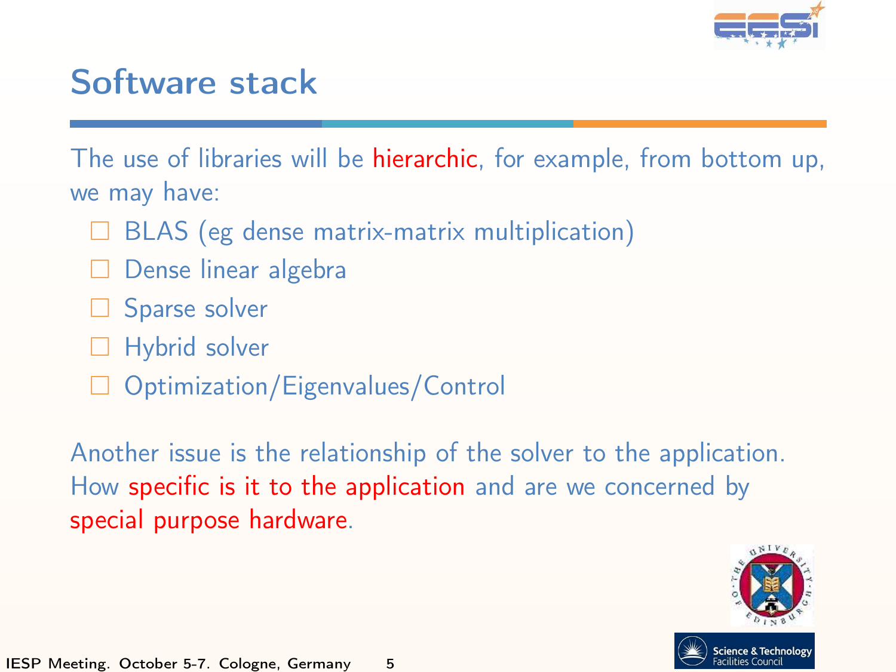# Software stack

The use of libraries will be hierarchic, for example, from bottom up, we may have:

- BLAS (eg dense matrix-matrix multiplication)
- Dense linear algebra
- Sparse solver
- Hybrid solver
- Optimization/Eigenvalues/Control

Another issue is the relationship of the solver to the application. How specific is it to the application and are we concerned by special purpose hardware.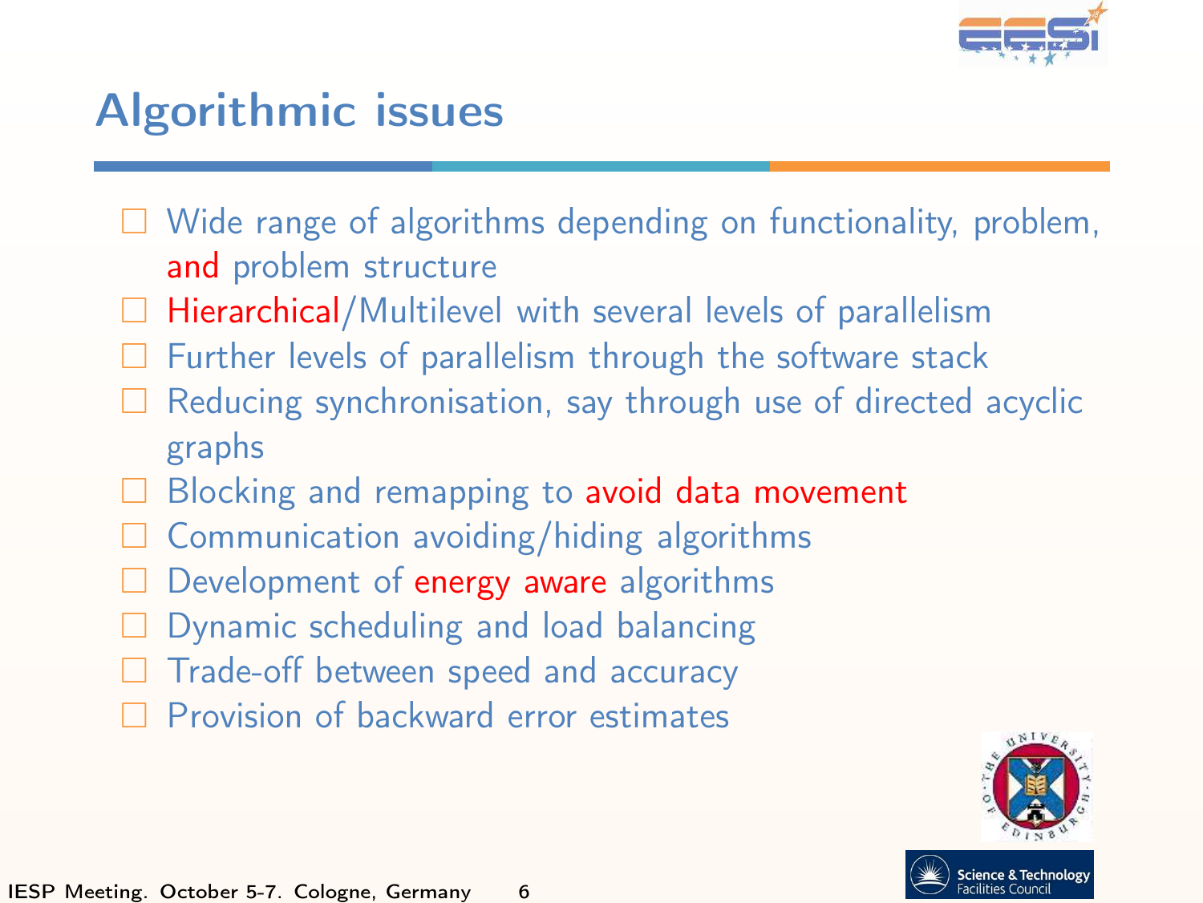# Algorithmic issues

- Wide range of algorithms depending on functionality, problem, and problem structure
- Hierarchical/Multilevel with several levels of parallelism
- Further levels of parallelism through the software stack
- Reducing synchronisation, say through use of directed acyclic graphs
- Blocking and remapping to avoid data movement
- Communication avoiding/hiding algorithms
- Development of energy aware algorithms
- Dynamic scheduling and load balancing
- Trade-off between speed and accuracy
- Provision of backward error estimates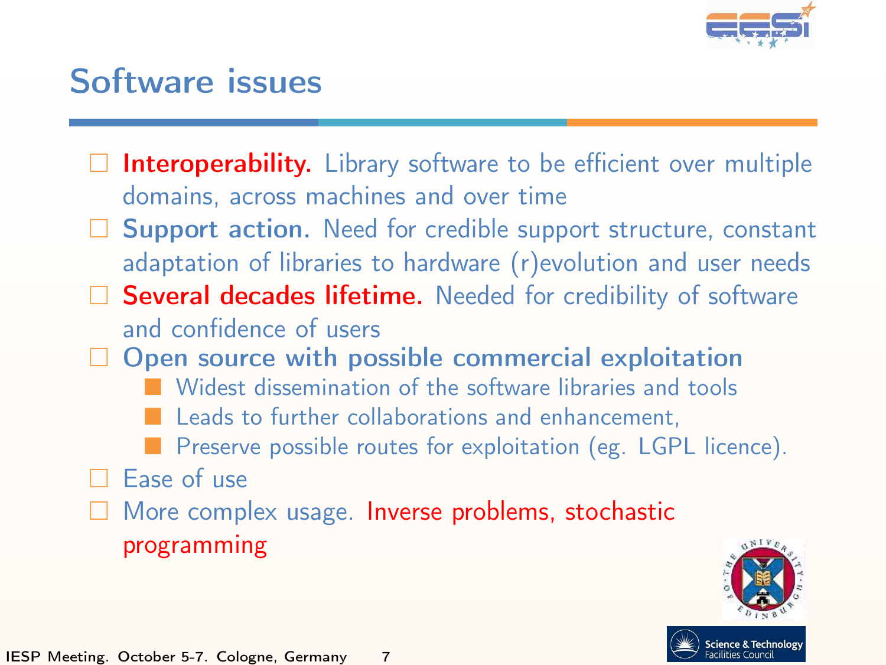# Software issues

- **Interoperability.** Library software to be efficient over multiple domains, across machines and over time
- **Support action.** Need for credible support structure, constant adaptation of libraries to hardware (r)evolution and user needs
- **Several decades lifetime.** Needed for credibility of software and confidence of users
- **Open source with possible commercial exploitation**
  - Widest dissemination of the software libraries and tools
  - Leads to further collaborations and enhancement,
  - Preserve possible routes for exploitation (eg. LGPL licence).
- Ease of use
- More complex usage. Inverse problems, stochastic programming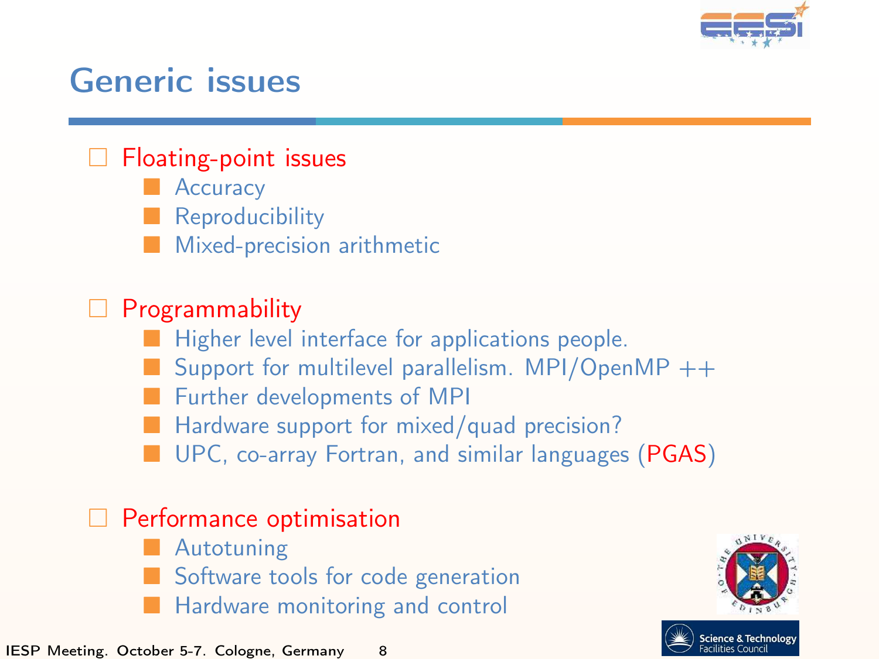# Generic issues

- Floating-point issues
  - Accuracy
  - Reproducibility
  - Mixed-precision arithmetic

- Programmability
  - Higher level interface for applications people.
  - Support for multilevel parallelism. MPI/OpenMP ++
  - Further developments of MPI
  - Hardware support for mixed/quad precision?
  - UPC, co-array Fortran, and similar languages (PGAS)

- Performance optimisation
  - Autotuning
  - Software tools for code generation
  - Hardware monitoring and control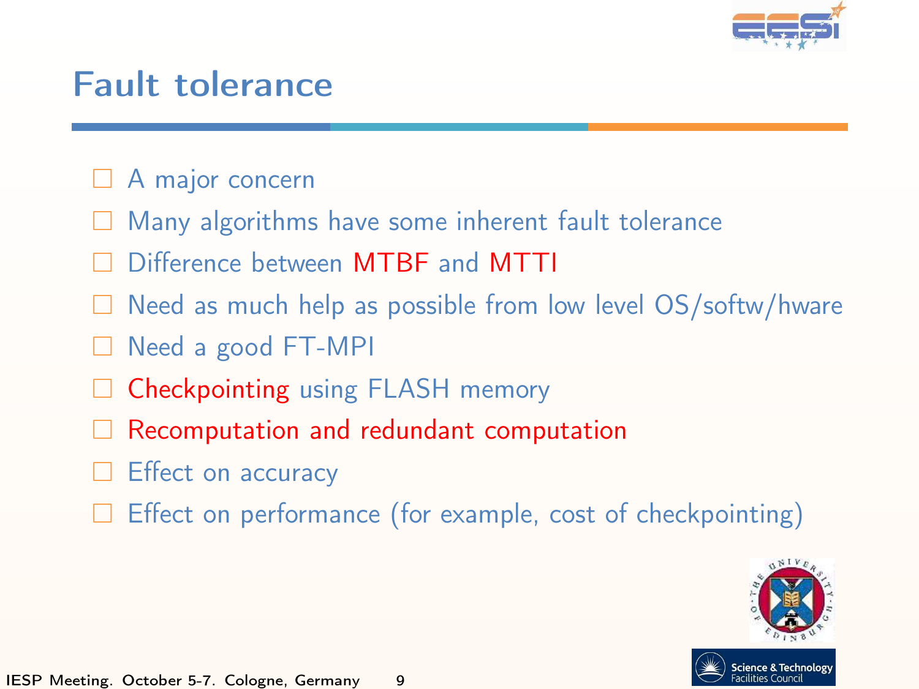# Fault tolerance

- A major concern
- Many algorithms have some inherent fault tolerance
- Difference between MTBF and MTTI
- Need as much help as possible from low level OS/softw/hware
- Need a good FT-MPI
- Checkpointing using FLASH memory
- Recomputation and redundant computation
- Effect on accuracy
- Effect on performance (for example, cost of checkpointing)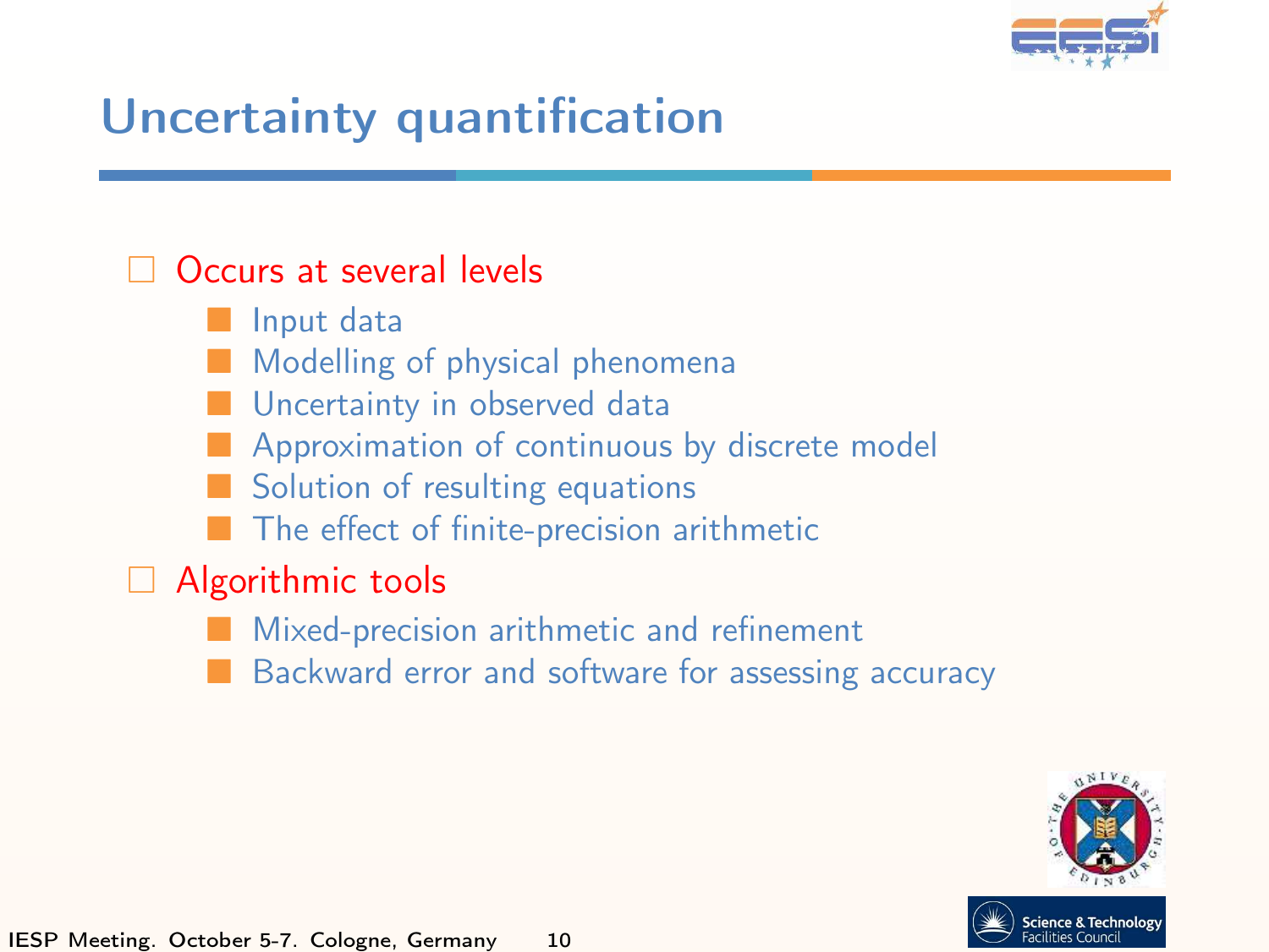# Uncertainty quantification

- Occurs at several levels
  - Input data
  - Modelling of physical phenomena
  - Uncertainty in observed data
  - Approximation of continuous by discrete model
  - Solution of resulting equations
  - The effect of finite-precision arithmetic
- Algorithmic tools
  - Mixed-precision arithmetic and refinement
  - Backward error and software for assessing accuracy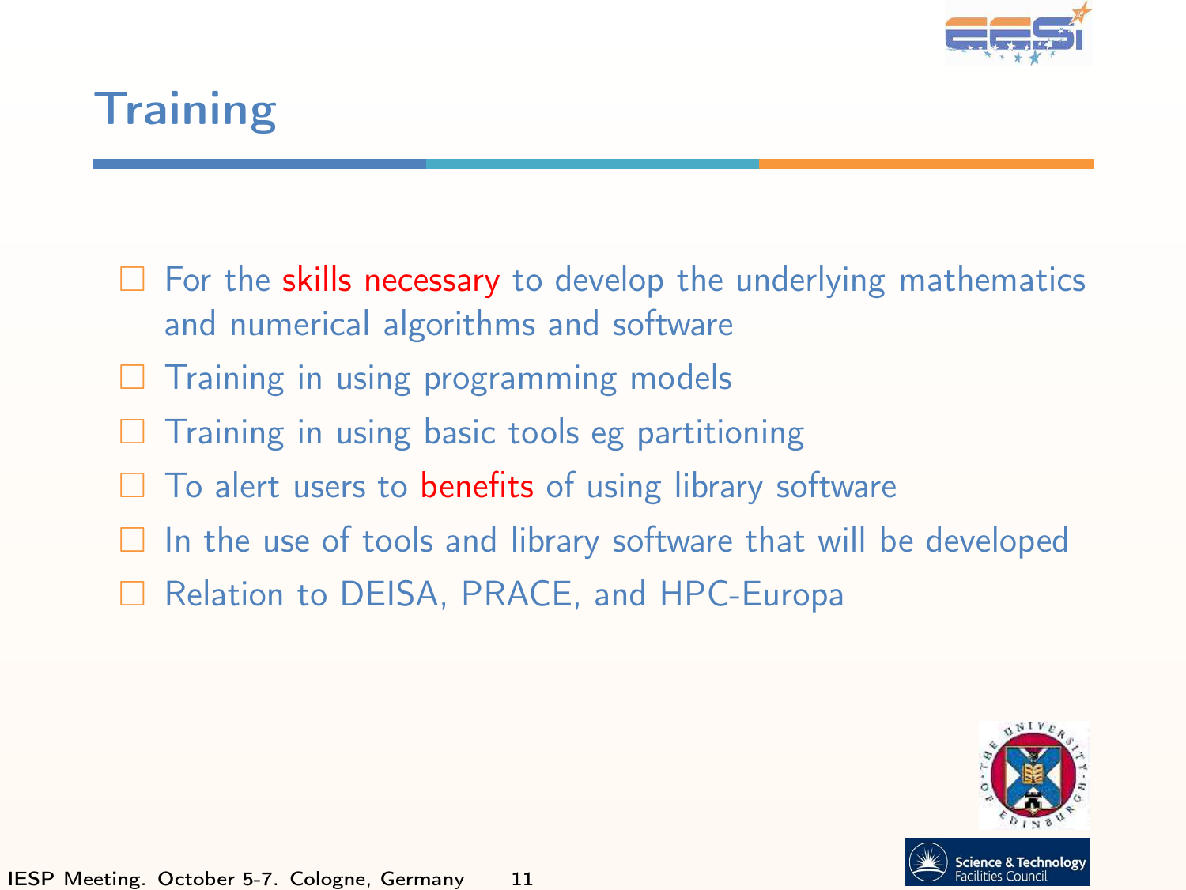# Training

- For the skills necessary to develop the underlying mathematics and numerical algorithms and software
- Training in using programming models
- Training in using basic tools eg partitioning
- To alert users to benefits of using library software
- In the use of tools and library software that will be developed
- Relation to DEISA, PRACE, and HPC-Europa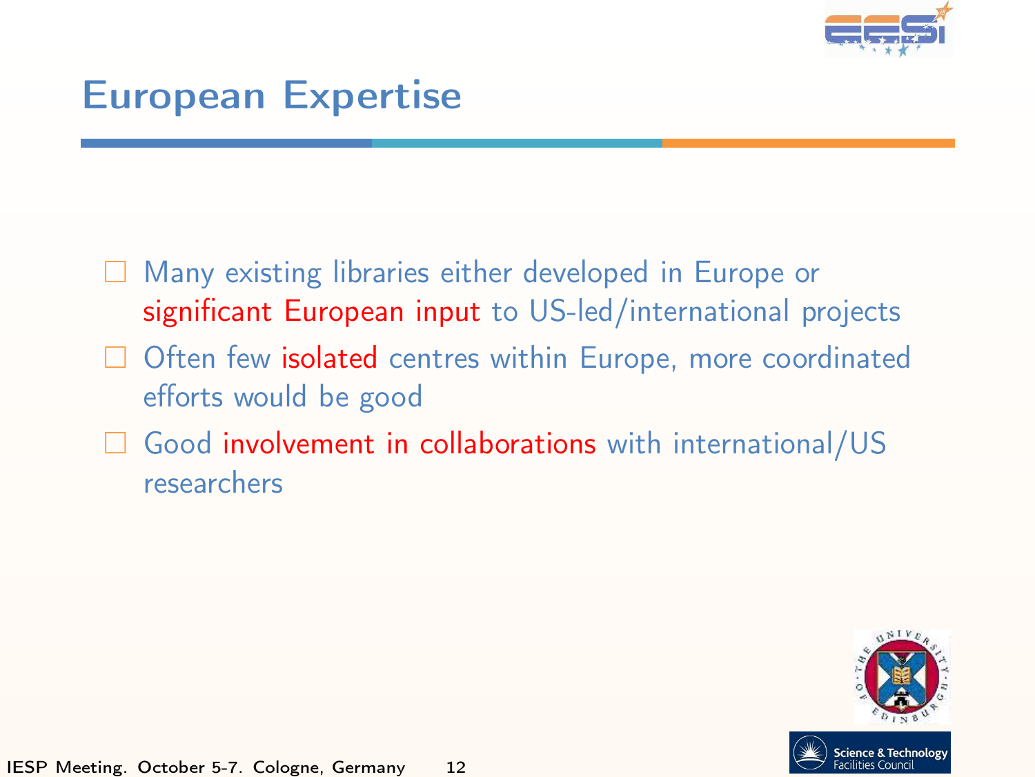# European Expertise

- Many existing libraries either developed in Europe or significant European input to US-led/international projects
- Often few isolated centres within Europe, more coordinated efforts would be good
- Good involvement in collaborations with international/US researchers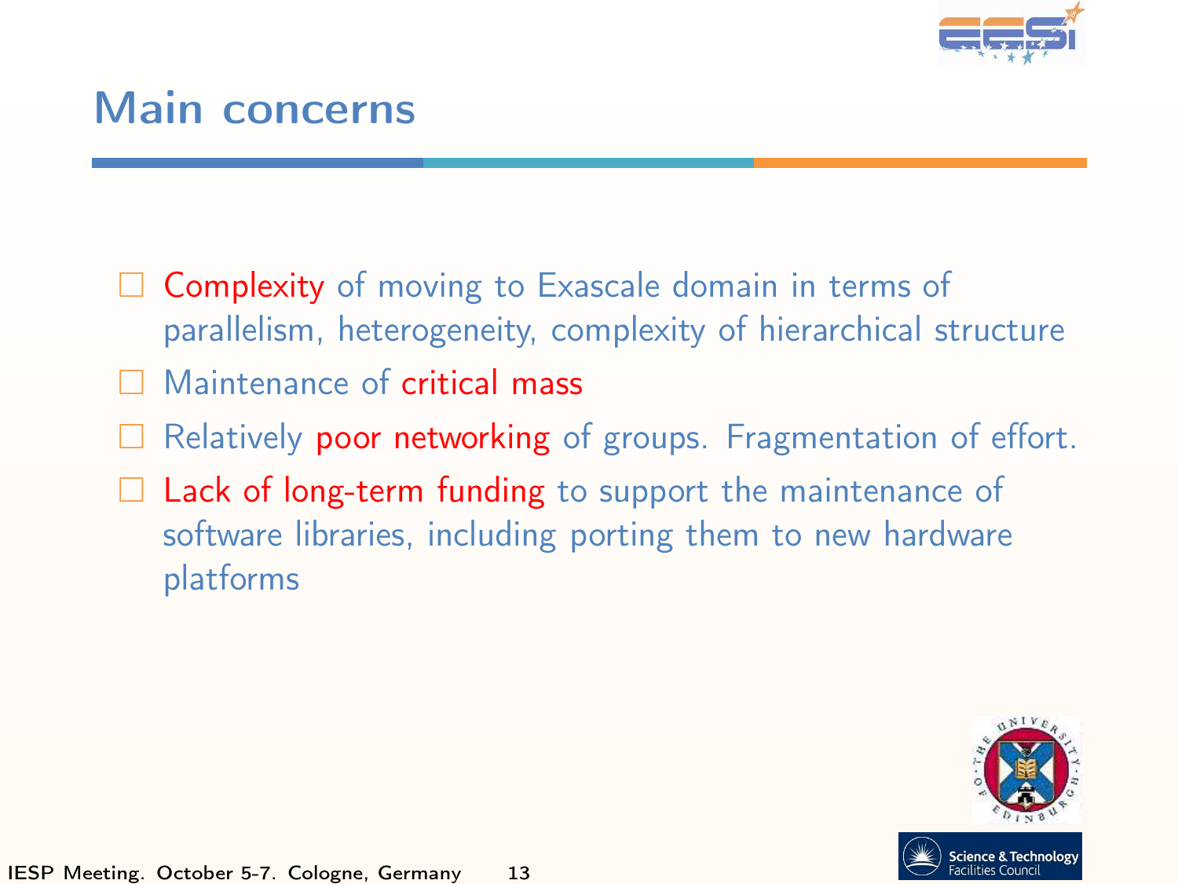## Main concerns

- Complexity of moving to Exascale domain in terms of parallelism, heterogeneity, complexity of hierarchical structure
- Maintenance of critical mass
- Relatively poor networking of groups. Fragmentation of effort.
- Lack of long-term funding to support the maintenance of software libraries, including porting them to new hardware platforms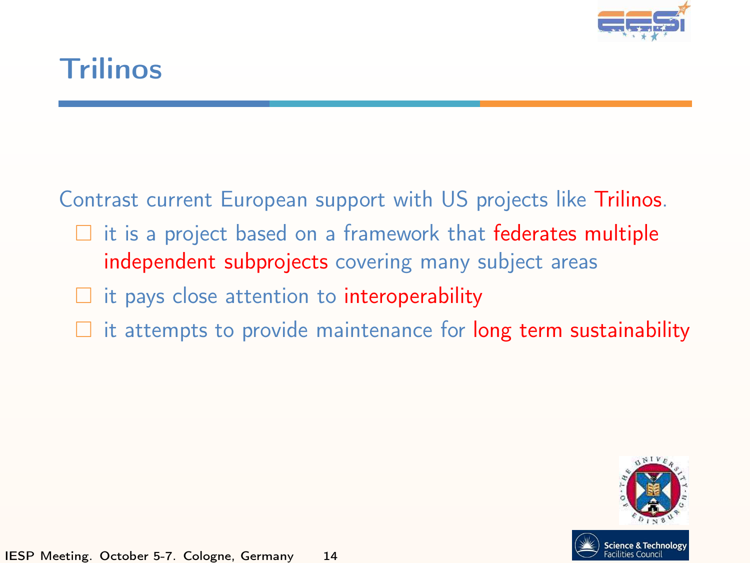# Trilinos

Contrast current European support with US projects like Trilinos.

- it is a project based on a framework that federates multiple independent subprojects covering many subject areas
- it pays close attention to interoperability
- it attempts to provide maintenance for long term sustainability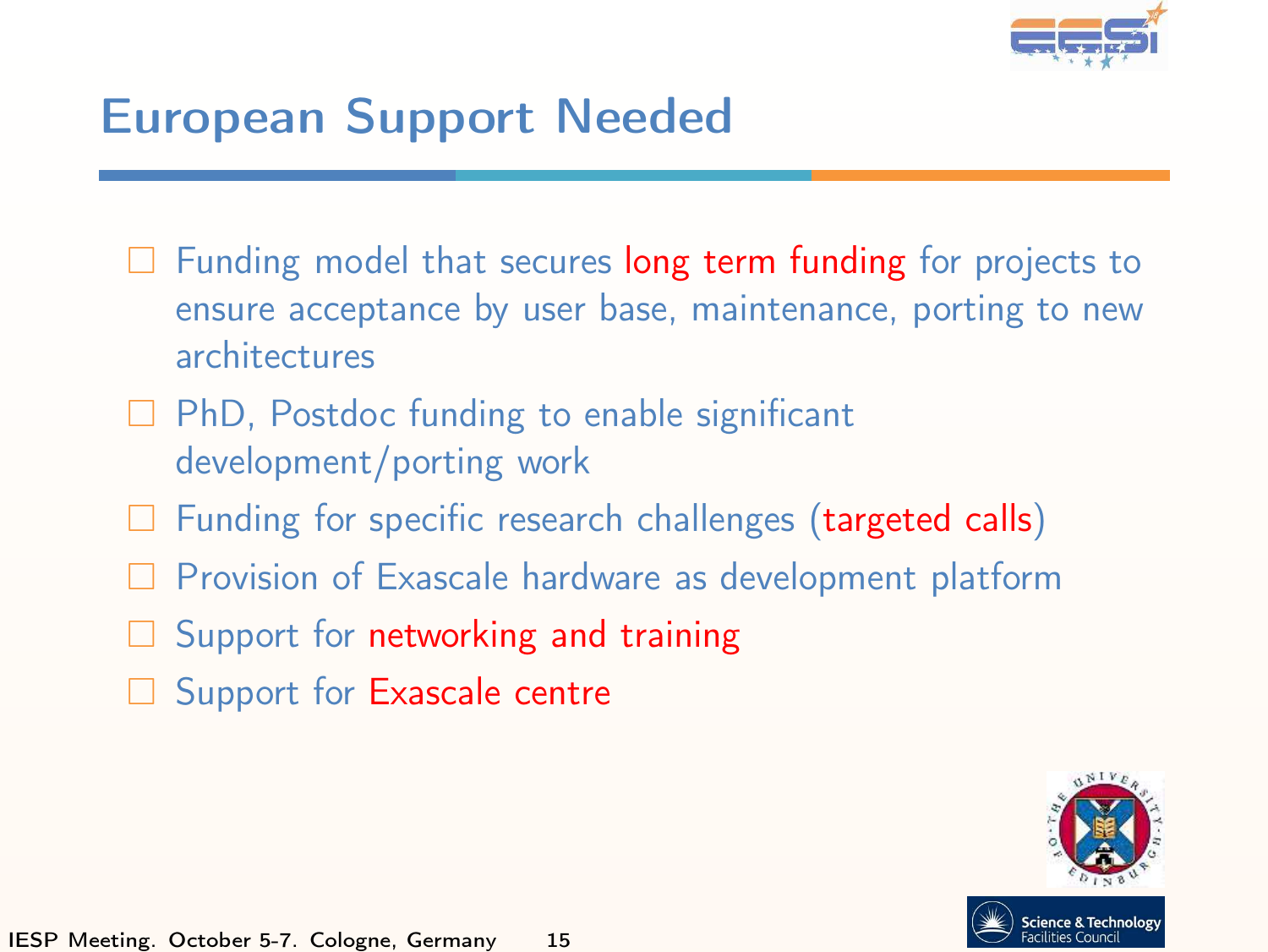# European Support Needed

- Funding model that secures long term funding for projects to ensure acceptance by user base, maintenance, porting to new architectures
- PhD, Postdoc funding to enable significant development/porting work
- Funding for specific research challenges (targeted calls)
- Provision of Exascale hardware as development platform
- Support for networking and training
- Support for Exascale centre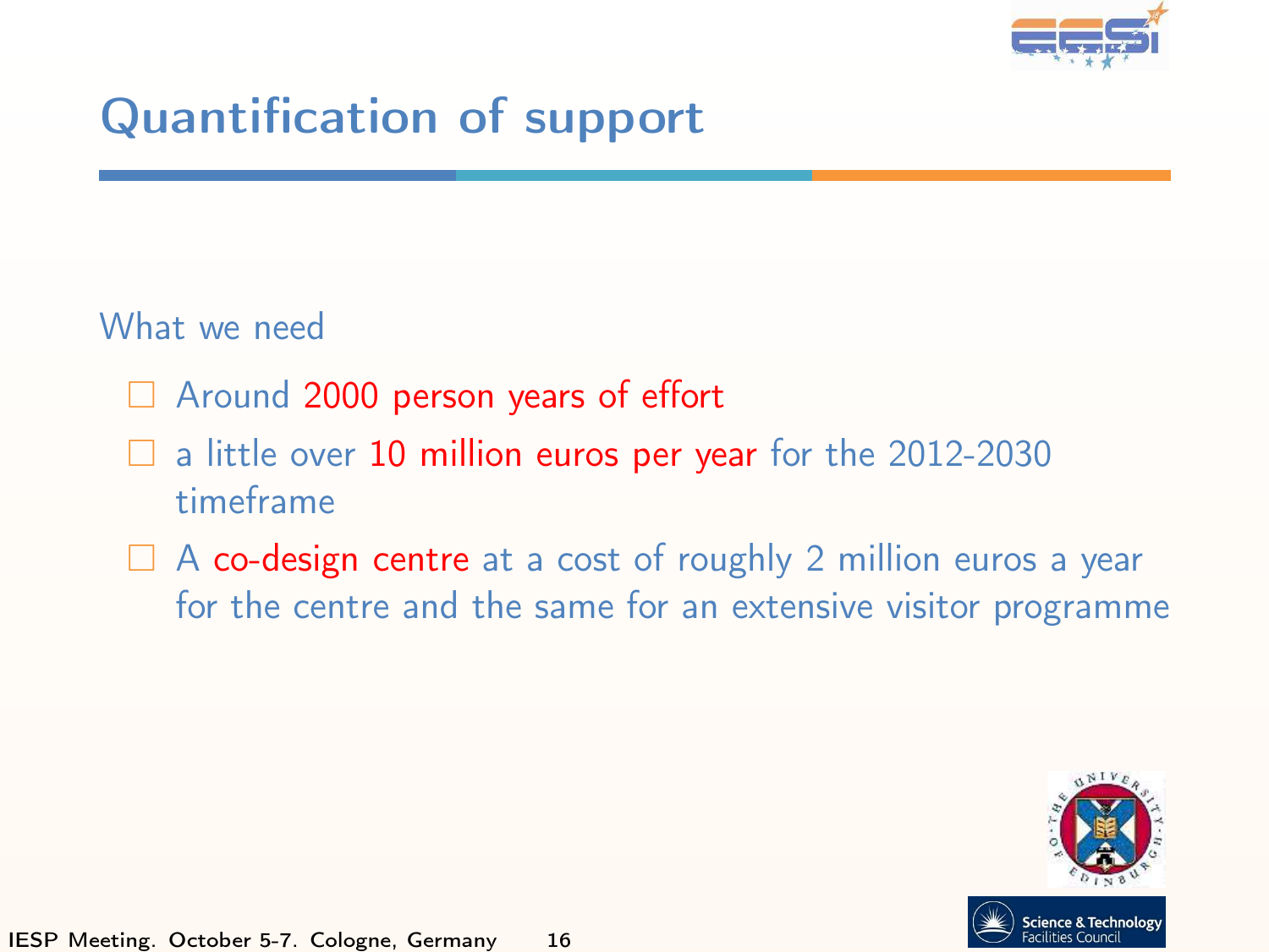# Quantification of support

What we need

- Around 2000 person years of effort
- a little over 10 million euros per year for the 2012-2030 timeframe
- A co-design centre at a cost of roughly 2 million euros a year for the centre and the same for an extensive visitor programme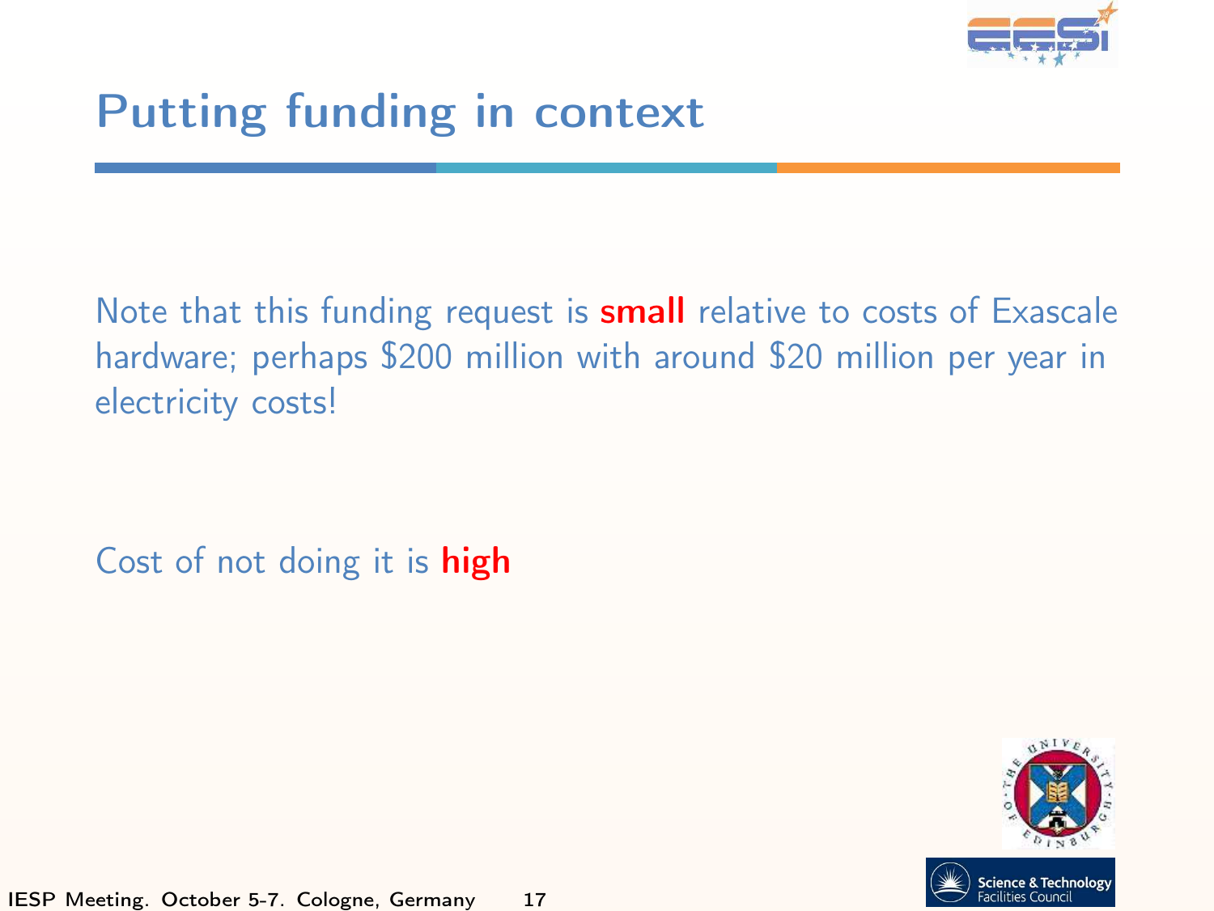# Putting funding in context

Note that this funding request is **small** relative to costs of Exascale hardware; perhaps $200 million with around $20 million per year in electricity costs!

Cost of not doing it is **high**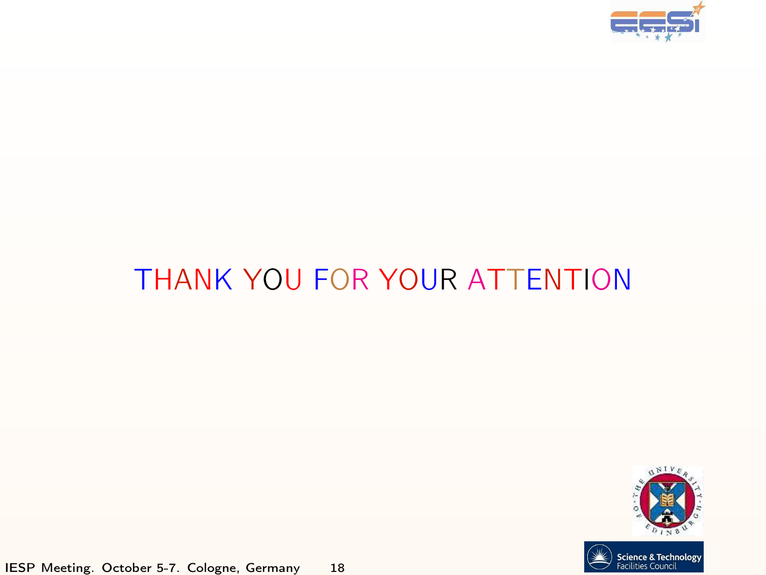THANK YOU FOR YOUR ATTENTION